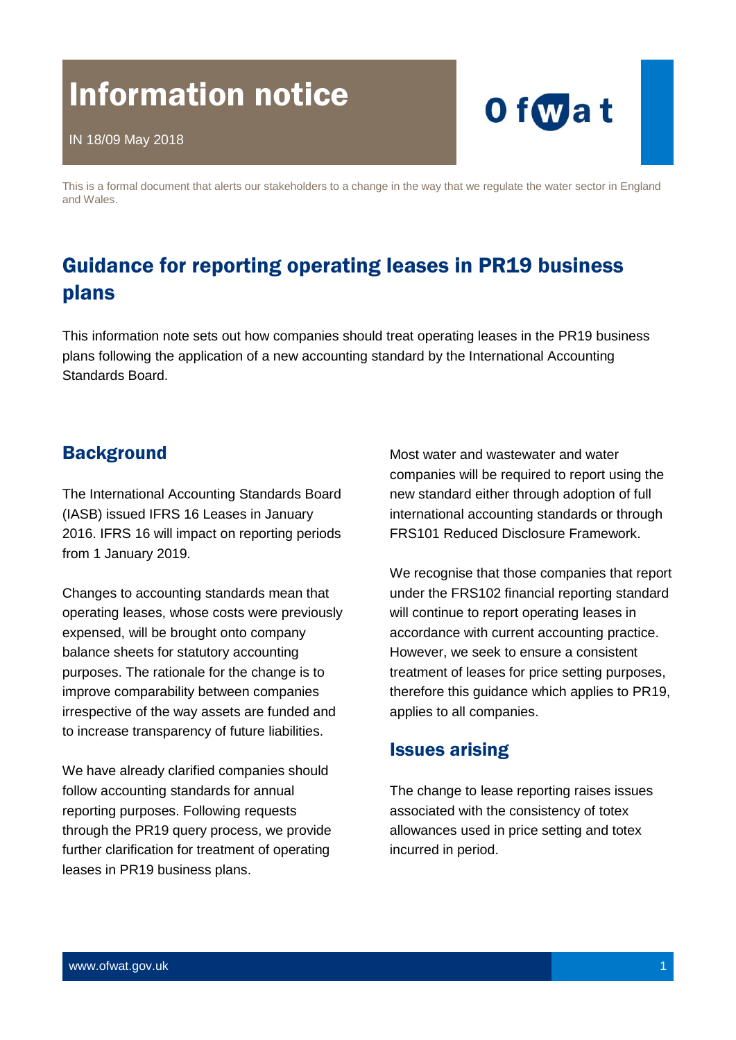# Information notice

IN 18/09 May 2018

This is a formal document that alerts our stakeholders to a change in the way that we regulate the water sector in England and Wales.

## Guidance for reporting operating leases in PR19 business plans

This information note sets out how companies should treat operating leases in the PR19 business plans following the application of a new accounting standard by the International Accounting Standards Board.

### Background

The International Accounting Standards Board (IASB) issued IFRS 16 Leases in January 2016. IFRS 16 will impact on reporting periods from 1 January 2019.

Changes to accounting standards mean that operating leases, whose costs were previously expensed, will be brought onto company balance sheets for statutory accounting purposes. The rationale for the change is to improve comparability between companies irrespective of the way assets are funded and to increase transparency of future liabilities.

We have already clarified companies should follow accounting standards for annual reporting purposes. Following requests through the PR19 query process, we provide further clarification for treatment of operating leases in PR19 business plans.

Most water and wastewater and water companies will be required to report using the new standard either through adoption of full international accounting standards or through FRS101 Reduced Disclosure Framework.

We recognise that those companies that report under the FRS102 financial reporting standard will continue to report operating leases in accordance with current accounting practice. However, we seek to ensure a consistent treatment of leases for price setting purposes, therefore this guidance which applies to PR19, applies to all companies.

### Issues arising

The change to lease reporting raises issues associated with the consistency of totex allowances used in price setting and totex incurred in period.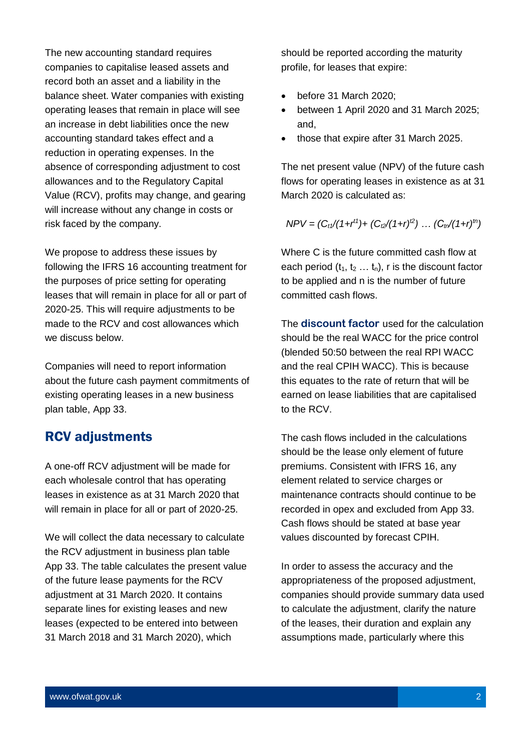The new accounting standard requires companies to capitalise leased assets and record both an asset and a liability in the balance sheet. Water companies with existing operating leases that remain in place will see an increase in debt liabilities once the new accounting standard takes effect and a reduction in operating expenses. In the absence of corresponding adjustment to cost allowances and to the Regulatory Capital Value (RCV), profits may change, and gearing will increase without any change in costs or risk faced by the company.

We propose to address these issues by following the IFRS 16 accounting treatment for the purposes of price setting for operating leases that will remain in place for all or part of 2020-25. This will require adjustments to be made to the RCV and cost allowances which we discuss below.

Companies will need to report information about the future cash payment commitments of existing operating leases in a new business plan table, App 33.

## RCV adjustments

A one-off RCV adjustment will be made for each wholesale control that has operating leases in existence as at 31 March 2020 that will remain in place for all or part of 2020-25.

We will collect the data necessary to calculate the RCV adjustment in business plan table App 33. The table calculates the present value of the future lease payments for the RCV adjustment at 31 March 2020. It contains separate lines for existing leases and new leases (expected to be entered into between 31 March 2018 and 31 March 2020), which should be reported according the maturity profile, for leases that expire:

- before 31 March 2020;
- between 1 April 2020 and 31 March 2025; and,
- those that expire after 31 March 2025.

The net present value (NPV) of the future cash flows for operating leases in existence as at 31 March 2020 is calculated as:

$$NPV = (C_{t1}/(1+r^{t1}) + (C_{t2}/(1+r)^{t2}) \ldots (C_{tn}/(1+r)^{tn})$$

Where C is the future committed cash flow at each period ($t_1$, $t_2$ … $t_n$), r is the discount factor to be applied and n is the number of future committed cash flows.

The **discount factor** used for the calculation should be the real WACC for the price control (blended 50:50 between the real RPI WACC and the real CPIH WACC). This is because this equates to the rate of return that will be earned on lease liabilities that are capitalised to the RCV.

The cash flows included in the calculations should be the lease only element of future premiums. Consistent with IFRS 16, any element related to service charges or maintenance contracts should continue to be recorded in opex and excluded from App 33. Cash flows should be stated at base year values discounted by forecast CPIH.

In order to assess the accuracy and the appropriateness of the proposed adjustment, companies should provide summary data used to calculate the adjustment, clarify the nature of the leases, their duration and explain any assumptions made, particularly where this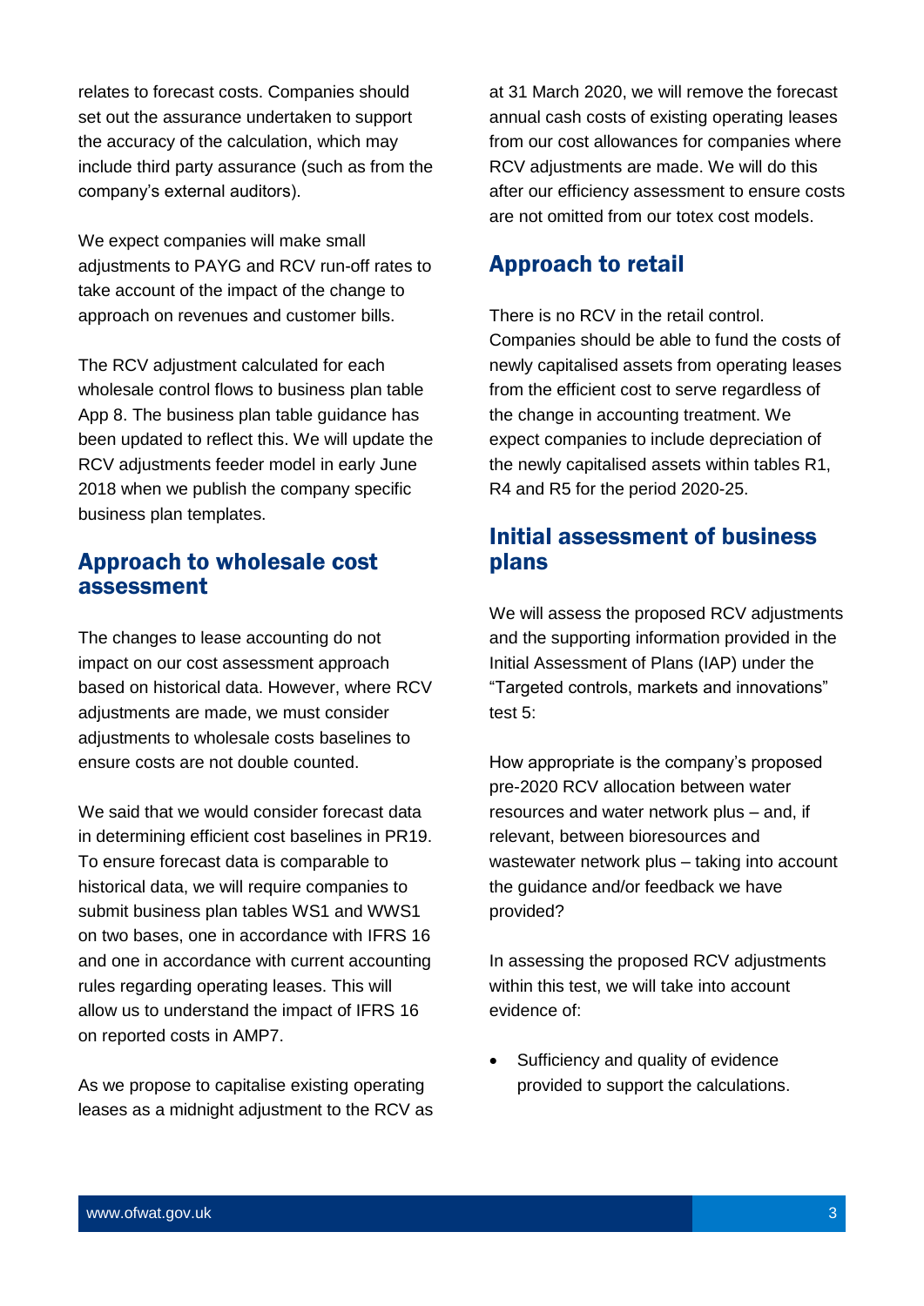relates to forecast costs. Companies should set out the assurance undertaken to support the accuracy of the calculation, which may include third party assurance (such as from the company's external auditors).

We expect companies will make small adjustments to PAYG and RCV run-off rates to take account of the impact of the change to approach on revenues and customer bills.

The RCV adjustment calculated for each wholesale control flows to business plan table App 8. The business plan table guidance has been updated to reflect this. We will update the RCV adjustments feeder model in early June 2018 when we publish the company specific business plan templates.

## Approach to wholesale cost assessment

The changes to lease accounting do not impact on our cost assessment approach based on historical data. However, where RCV adjustments are made, we must consider adjustments to wholesale costs baselines to ensure costs are not double counted.

We said that we would consider forecast data in determining efficient cost baselines in PR19. To ensure forecast data is comparable to historical data, we will require companies to submit business plan tables WS1 and WWS1 on two bases, one in accordance with IFRS 16 and one in accordance with current accounting rules regarding operating leases. This will allow us to understand the impact of IFRS 16 on reported costs in AMP7.

As we propose to capitalise existing operating leases as a midnight adjustment to the RCV as at 31 March 2020, we will remove the forecast annual cash costs of existing operating leases from our cost allowances for companies where RCV adjustments are made. We will do this after our efficiency assessment to ensure costs are not omitted from our totex cost models.

## Approach to retail

There is no RCV in the retail control. Companies should be able to fund the costs of newly capitalised assets from operating leases from the efficient cost to serve regardless of the change in accounting treatment. We expect companies to include depreciation of the newly capitalised assets within tables R1, R4 and R5 for the period 2020-25.

## Initial assessment of business plans

We will assess the proposed RCV adjustments and the supporting information provided in the Initial Assessment of Plans (IAP) under the "Targeted controls, markets and innovations" test 5:

How appropriate is the company's proposed pre-2020 RCV allocation between water resources and water network plus – and, if relevant, between bioresources and wastewater network plus – taking into account the guidance and/or feedback we have provided?

In assessing the proposed RCV adjustments within this test, we will take into account evidence of:

- Sufficiency and quality of evidence provided to support the calculations.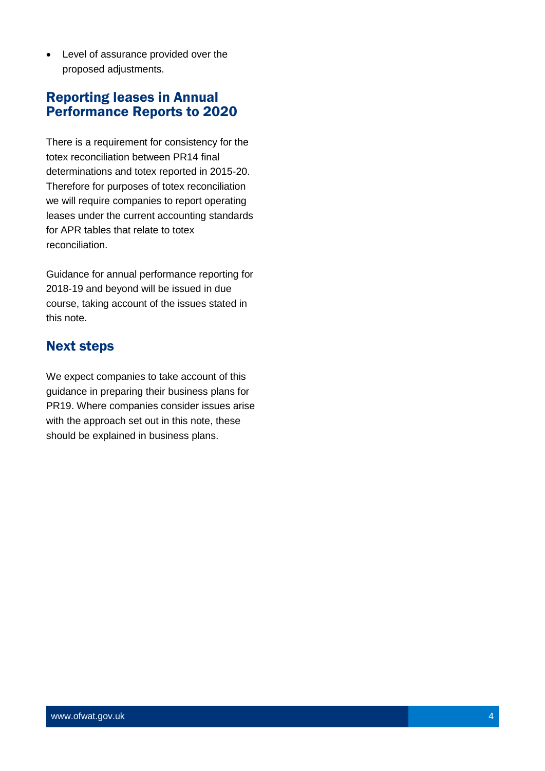- Level of assurance provided over the proposed adjustments.

## Reporting leases in Annual Performance Reports to 2020

There is a requirement for consistency for the totex reconciliation between PR14 final determinations and totex reported in 2015-20. Therefore for purposes of totex reconciliation we will require companies to report operating leases under the current accounting standards for APR tables that relate to totex reconciliation.

Guidance for annual performance reporting for 2018-19 and beyond will be issued in due course, taking account of the issues stated in this note.

## Next steps

We expect companies to take account of this guidance in preparing their business plans for PR19. Where companies consider issues arise with the approach set out in this note, these should be explained in business plans.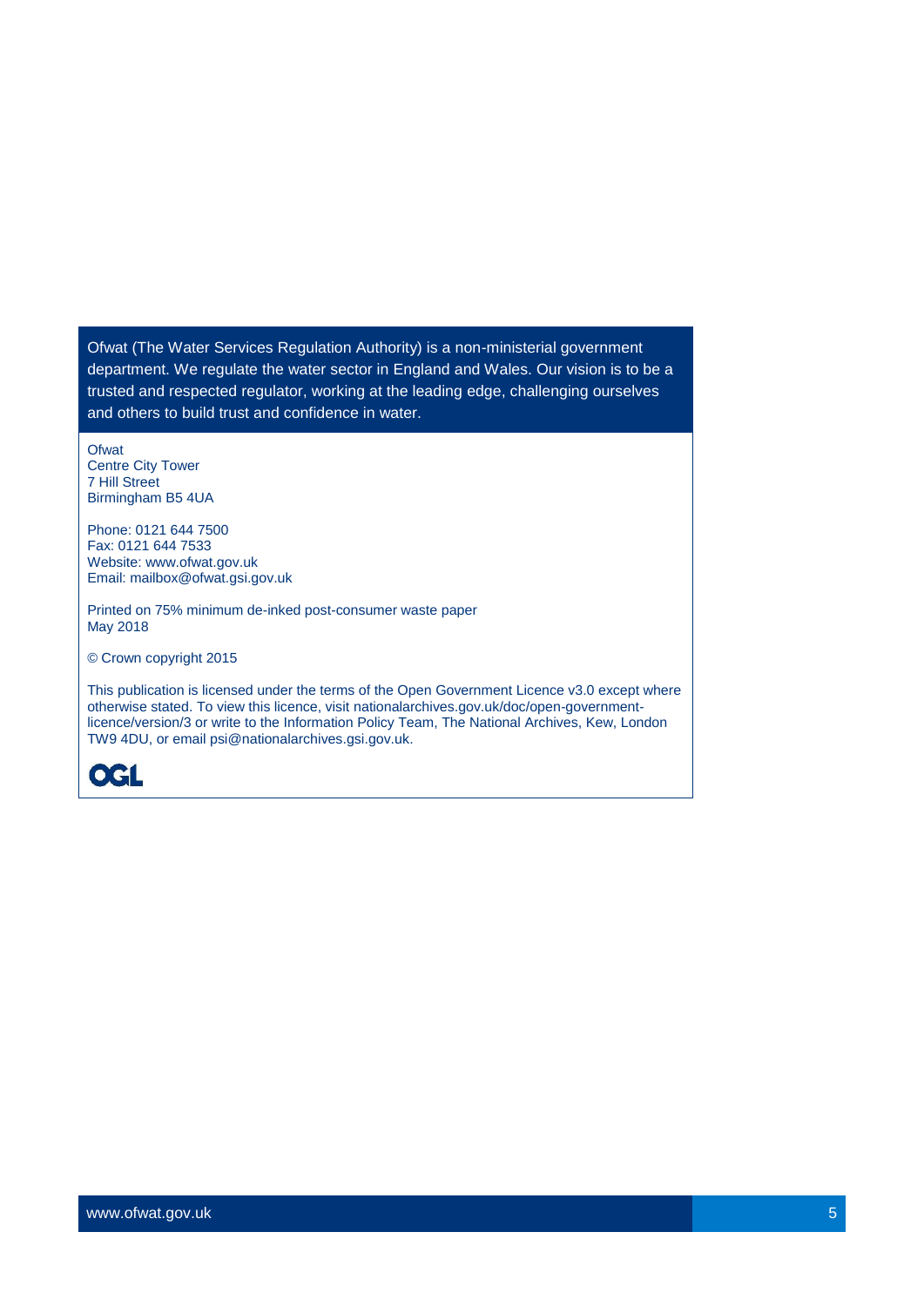Ofwat (The Water Services Regulation Authority) is a non-ministerial government department. We regulate the water sector in England and Wales. Our vision is to be a trusted and respected regulator, working at the leading edge, challenging ourselves and others to build trust and confidence in water.

Ofwat
Centre City Tower
7 Hill Street
Birmingham B5 4UA

Phone: 0121 644 7500
Fax: 0121 644 7533
Website: www.ofwat.gov.uk
Email: mailbox@ofwat.gsi.gov.uk

Printed on 75% minimum de-inked post-consumer waste paper
May 2018

© Crown copyright 2015

This publication is licensed under the terms of the Open Government Licence v3.0 except where otherwise stated. To view this licence, visit nationalarchives.gov.uk/doc/open-government-licence/version/3 or write to the Information Policy Team, The National Archives, Kew, London TW9 4DU, or email psi@nationalarchives.gsi.gov.uk.

OGL